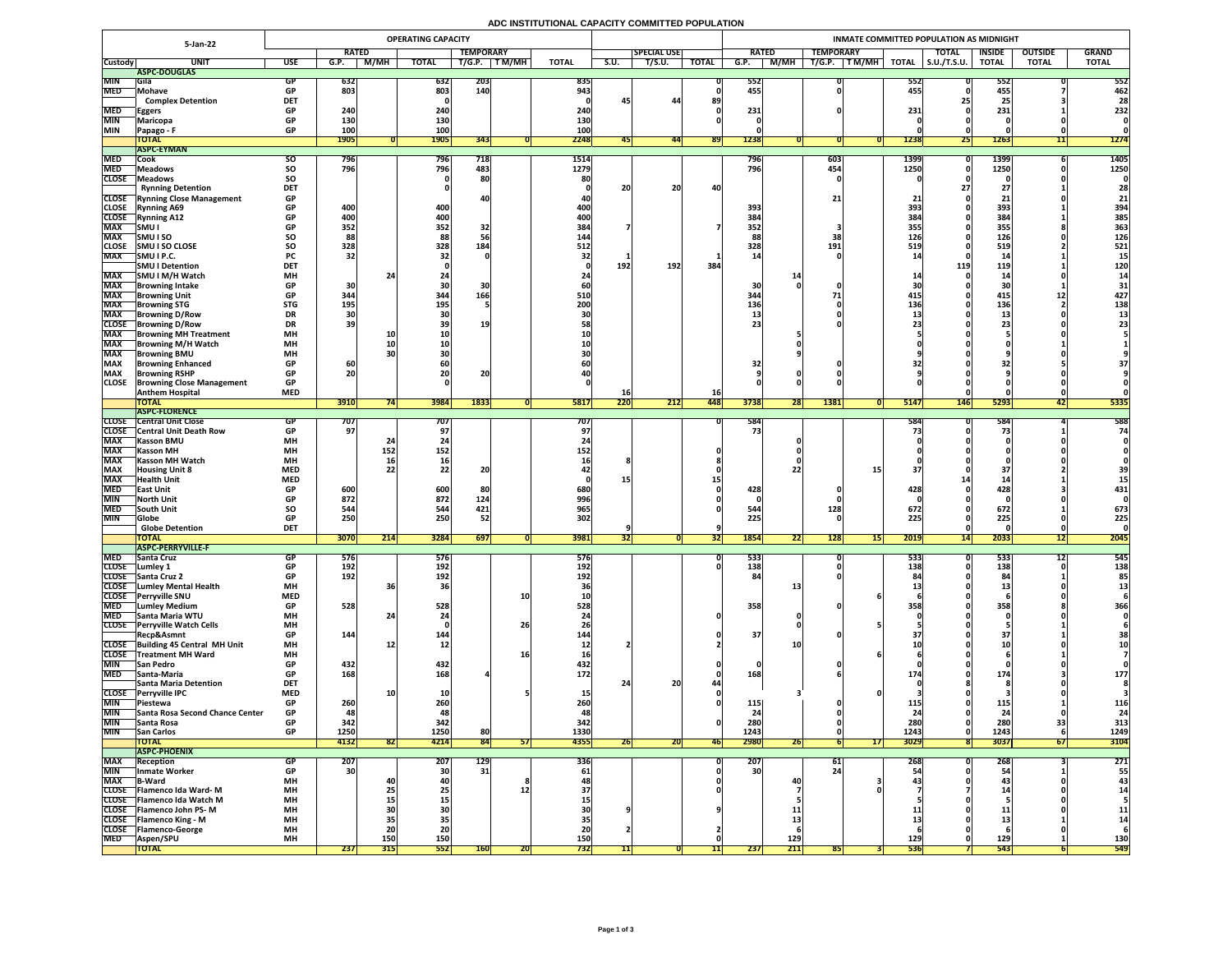# ADC INSTITUTIONAL CAPACITY COMMITTED POPULATION

| 5-Jan-22 | | | OPERATING CAPACITY | | | | | | | | | INMATE COMMITTED POPULATION AS MIDNIGHT | | | | | | | | |
|---|---|---|---|---|---|---|---|---|---|---|---|---|---|---|---|---|---|---|---|---|
| | | | RATED | | | TEMPORARY | | | | SPECIAL USE | | RATED | | TEMPORARY | | | TOTAL | INSIDE | OUTSIDE | GRAND |
| Custody | UNIT | USE | G.P. | M/MH | TOTAL | T/G.P. | T M/MH | TOTAL | S.U. | T/S.U. | TOTAL | G.P. | M/MH | T/G.P. | T M/MH | TOTAL | S.U./T.S.U. | TOTAL | TOTAL | TOTAL |
| | **ASPC-DOUGLAS** | | | | | | | | | | | | | | | | | | | |
| MIN | Gila | GP | 632 | | 632 | 203 | | 835 | | | 0 | 552 | | 0 | | 552 | 0 | 552 | 0 | 552 |
| MED | Mohave | GP | 803 | | 803 | 140 | | 943 | | | 0 | 455 | | 0 | | 455 | 0 | 455 | 7 | 462 |
| | Complex Detention | DET | | | 0 | | | 0 | 45 | 44 | 89 | | | | | | 25 | 25 | 3 | 28 |
| MED | Eggers | GP | 240 | | 240 | | | 240 | | | 0 | 231 | | 0 | | 231 | 0 | 231 | 1 | 232 |
| MIN | Maricopa | GP | 130 | | 130 | | | 130 | | | 0 | | | | | 0 | 0 | 0 | 0 | 0 |
| MIN | Papago - F | GP | 100 | | 100 | | | 100 | | | | 0 | | | | 0 | 0 | 0 | 0 | 0 |
| | **TOTAL** | | 1905 | 0 | 1905 | 343 | 0 | 2248 | 45 | 44 | 89 | 1238 | 0 | 0 | 0 | 1238 | 25 | 1263 | 11 | 1274 |
| | **ASPC-EYMAN** | | | | | | | | | | | | | | | | | | | |
| MED | Cook | SO | 796 | | 796 | 718 | | 1514 | | | | 796 | | 603 | | 1399 | 0 | 1399 | 6 | 1405 |
| MED | Meadows | SO | 796 | | 796 | 483 | | 1279 | | | | 796 | | 454 | | 1250 | 0 | 1250 | 0 | 1250 |
| CLOSE | Meadows | SO | | | 0 | 80 | | 80 | | | | | | 0 | | | 0 | 0 | 0 | 0 |
| | Rynning Detention | DET | | | 0 | | | 0 | 20 | 20 | 40 | | | | | | 27 | 27 | 1 | 28 |
| CLOSE | Rynning Close Management | GP | | | | 40 | | 40 | | | | | | 21 | | 21 | 0 | 21 | 0 | 21 |
| CLOSE | Rynning A69 | GP | 400 | | 400 | | | 400 | | | | 393 | | | | 393 | 0 | 393 | 1 | 394 |
| CLOSE | Rynning A12 | GP | 400 | | 400 | | | 400 | | | | 384 | | | | 384 | 0 | 384 | 1 | 385 |
| MAX | SMU I | GP | 352 | | 352 | 32 | | 384 | 7 | | 7 | 352 | | 3 | | 355 | 0 | 355 | 8 | 363 |
| MAX | SMU I SO | SO | 88 | | 88 | 56 | | 144 | | | | 88 | | 38 | | 126 | 0 | 126 | 0 | 126 |
| CLOSE | SMU I SO CLOSE | SO | 328 | | 328 | 184 | | 512 | | | | 328 | | 191 | | 519 | 0 | 519 | 2 | 521 |
| MAX | SMU I P.C. | PC | 32 | | 32 | 0 | | 32 | 1 | | 1 | 14 | | 0 | | 14 | 0 | 14 | 1 | 15 |
| | SMU I Detention | DET | | | 0 | | | 0 | 192 | 192 | 384 | | | | | | 119 | 119 | 1 | 120 |
| MAX | SMU I M/H Watch | MH | | 24 | 24 | | | 24 | | | | | 14 | | | 14 | 0 | 14 | 0 | 14 |
| MAX | Browning Intake | GP | 30 | | 30 | 30 | | 60 | | | | 30 | 0 | 0 | | 30 | 0 | 30 | 1 | 31 |
| MAX | Browning Unit | GP | 344 | | 344 | 166 | | 510 | | | | 344 | | 71 | | 415 | 0 | 415 | 12 | 427 |
| MAX | Browning STG | STG | 195 | | 195 | 5 | | 200 | | | | 136 | | 0 | | 136 | 0 | 136 | 2 | 138 |
| MAX | Browning D/Row | DR | 30 | | 30 | | | 30 | | | | 13 | | 0 | | 13 | 0 | 13 | 0 | 13 |
| CLOSE | Browning D/Row | DR | 39 | | 39 | 19 | | 58 | | | | 23 | | 0 | | 23 | 0 | 23 | 0 | 23 |
| MAX | Browning MH Treatment | MH | | 10 | 10 | | | 10 | | | | | 5 | | | 5 | 0 | 5 | 0 | 5 |
| MAX | Browning M/H Watch | MH | | 10 | 10 | | | 10 | | | | | 0 | | | 0 | 0 | 0 | 1 | 1 |
| MAX | Browning BMU | MH | | 30 | 30 | | | 30 | | | | | 9 | | | 9 | 0 | 9 | 0 | 9 |
| MAX | Browning Enhanced | GP | 60 | | 60 | | | 60 | | | | 32 | | 0 | | 32 | 0 | 32 | 5 | 37 |
| MAX | Browning RSHP | GP | 20 | | 20 | 20 | | 40 | | | | 9 | 0 | 0 | | 9 | 0 | 9 | 0 | 9 |
| CLOSE | Browning Close Management | GP | | | 0 | | | 0 | | | | 0 | 0 | 0 | | 0 | 0 | 0 | 0 | 0 |
| | Anthem Hospital | MED | | | | | | | 16 | | 16 | | | | | | 0 | 0 | 0 | 0 |
| | **TOTAL** | | 3910 | 74 | 3984 | 1833 | 0 | 5817 | 220 | 212 | 448 | 3738 | 28 | 1381 | 0 | 5147 | 146 | 5293 | 42 | 5335 |
| | **ASPC-FLORENCE** | | | | | | | | | | | | | | | | | | | |
| CLOSE | Central Unit Close | GP | 707 | | 707 | | | 707 | | | 0 | 584 | | | | 584 | 0 | 584 | 4 | 588 |
| CLOSE | Central Unit Death Row | GP | 97 | | 97 | | | 97 | | | | 73 | | | | 73 | 0 | 73 | 1 | 74 |
| MAX | Kasson BMU | MH | | 24 | 24 | | | 24 | | | | | 0 | | | 0 | 0 | 0 | 0 | 0 |
| MAX | Kasson MH | MH | | 152 | 152 | | | 152 | | | 0 | | 0 | | | 0 | 0 | 0 | 0 | 0 |
| MAX | Kasson MH Watch | MH | | 16 | 16 | | | 16 | 8 | | 8 | | 0 | | | 0 | 0 | 0 | 0 | 0 |
| MAX | Housing Unit 8 | MED | | 22 | 22 | 20 | | 42 | | | 0 | | 22 | | 15 | 37 | 0 | 37 | 2 | 39 |
| MAX | Health Unit | MED | | | 0 | | | 0 | 15 | | 15 | | | | | | 14 | 14 | 1 | 15 |
| MED | East Unit | GP | 600 | | 600 | 80 | | 680 | | | 0 | 428 | | 0 | | 428 | 0 | 428 | 3 | 431 |
| MIN | North Unit | GP | 872 | | 872 | 124 | | 996 | | | 0 | 0 | | 0 | | 0 | 0 | 0 | 0 | 0 |
| MED | South Unit | SO | 544 | | 544 | 421 | | 965 | | | 0 | 544 | | 128 | | 672 | 0 | 672 | 1 | 673 |
| MIN | Globe | GP | 250 | | 250 | 52 | | 302 | | | | 225 | | 0 | | 225 | 0 | 225 | 0 | 225 |
| | Globe Detention | DET | | | | | | | 9 | | 9 | | | | | | 0 | 0 | 0 | 0 |
| | **TOTAL** | | 3070 | 214 | 3284 | 697 | 0 | 3981 | 32 | 0 | 32 | 1854 | 22 | 128 | 15 | 2019 | 14 | 2033 | 12 | 2045 |
| | **ASPC-PERRYVILLE-F** | | | | | | | | | | | | | | | | | | | |
| MED | Santa Cruz | GP | 576 | | 576 | | | 576 | | | 0 | 533 | | 0 | | 533 | 0 | 533 | 12 | 545 |
| CLOSE | Lumley 1 | GP | 192 | | 192 | | | 192 | | | 0 | 138 | | 0 | | 138 | 0 | 138 | 0 | 138 |
| CLOSE | Santa Cruz 2 | GP | 192 | | 192 | | | 192 | | | | 84 | | 0 | | 84 | 0 | 84 | 1 | 85 |
| CLOSE | Lumley Mental Health | MH | | 36 | 36 | | | 36 | | | | | 13 | | | 13 | 0 | 13 | 0 | 13 |
| CLOSE | Perryville SNU | MED | | | | | 10 | 10 | | | | | | | 6 | 6 | 0 | 6 | 0 | 6 |
| MED | Lumley Medium | GP | 528 | | 528 | | | 528 | | | | 358 | | 0 | | 358 | 0 | 358 | 8 | 366 |
| MED | Santa Maria WTU | MH | | 24 | 24 | | | 24 | | | 0 | | 0 | | | 0 | 0 | 0 | 0 | 0 |
| CLOSE | Perryville Watch Cells | MH | | | 0 | | 26 | 26 | | | | | 0 | | 5 | 5 | 0 | 5 | 1 | 6 |
| | Recp&Asmnt | GP | 144 | | 144 | | | 144 | | | 0 | 37 | | 0 | | 37 | 0 | 37 | 1 | 38 |
| CLOSE | Building 45 Central MH Unit | MH | | 12 | 12 | | | 12 | 2 | | 2 | | 10 | | | 10 | 0 | 10 | 0 | 10 |
| CLOSE | Treatment MH Ward | MH | | | | | 16 | 16 | | | | | | | 6 | 6 | 0 | 6 | 1 | 7 |
| MIN | San Pedro | GP | 432 | | 432 | | | 432 | | | 0 | 0 | | 0 | | 0 | 0 | 0 | 0 | 0 |
| MED | Santa-Maria | GP | 168 | | 168 | 4 | | 172 | | | 0 | 168 | | 6 | | 174 | 0 | 174 | 3 | 177 |
| | Santa Maria Detention | DET | | | | | | | 24 | 20 | 44 | | | | | 0 | 8 | 8 | 0 | 8 |
| CLOSE | Perryville IPC | MED | | 10 | 10 | | 5 | 15 | | | 0 | | 3 | | 0 | 3 | 0 | 3 | 0 | 3 |
| MIN | Piestewa | GP | 260 | | 260 | | | 260 | | | 0 | 115 | | 0 | | 115 | 0 | 115 | 1 | 116 |
| MIN | Santa Rosa Second Chance Center | GP | 48 | | 48 | | | 48 | | | | 24 | | 0 | | 24 | 0 | 24 | 0 | 24 |
| MIN | Santa Rosa | GP | 342 | | 342 | | | 342 | | | 0 | 280 | | 0 | | 280 | 0 | 280 | 33 | 313 |
| MIN | San Carlos | GP | 1250 | | 1250 | 80 | | 1330 | | | | 1243 | | 0 | | 1243 | 0 | 1243 | 6 | 1249 |
| | **TOTAL** | | 4132 | 82 | 4214 | 84 | 57 | 4355 | 26 | 20 | 46 | 2980 | 26 | 6 | 17 | 3029 | 8 | 3037 | 67 | 3104 |
| | **ASPC-PHOENIX** | | | | | | | | | | | | | | | | | | | |
| MAX | Reception | GP | 207 | | 207 | 129 | | 336 | | | 0 | 207 | | 61 | | 268 | 0 | 268 | 3 | 271 |
| MIN | Inmate Worker | GP | 30 | | 30 | 31 | | 61 | | | 0 | 30 | | 24 | | 54 | 0 | 54 | 1 | 55 |
| MAX | B-Ward | MH | | 40 | 40 | | 8 | 48 | | | 0 | | 40 | | 3 | 43 | 0 | 43 | 0 | 43 |
| CLOSE | Flamenco Ida Ward- M | MH | | 25 | 25 | | 12 | 37 | | | 0 | | 7 | | 0 | 7 | 7 | 14 | 0 | 14 |
| CLOSE | Flamenco Ida Watch M | MH | | 15 | 15 | | | 15 | | | | | 5 | | | 5 | 0 | 5 | 0 | 5 |
| CLOSE | Flamenco John PS- M | MH | | 30 | 30 | | | 30 | 9 | | 9 | | 11 | | | 11 | 0 | 11 | 0 | 11 |
| CLOSE | Flamenco King - M | MH | | 35 | 35 | | | 35 | | | | | 13 | | | 13 | 0 | 13 | 1 | 14 |
| CLOSE | Flamenco-George | MH | | 20 | 20 | | | 20 | 2 | | 2 | | 6 | | | 6 | 0 | 6 | 0 | 6 |
| MED | Aspen/SPU | MH | | 150 | 150 | | | 150 | | | 0 | | 129 | | | 129 | 0 | 129 | 1 | 130 |
| | **TOTAL** | | 237 | 315 | 552 | 160 | 20 | 732 | 11 | 0 | 11 | 237 | 211 | 85 | 3 | 536 | 7 | 543 | 6 | 549 |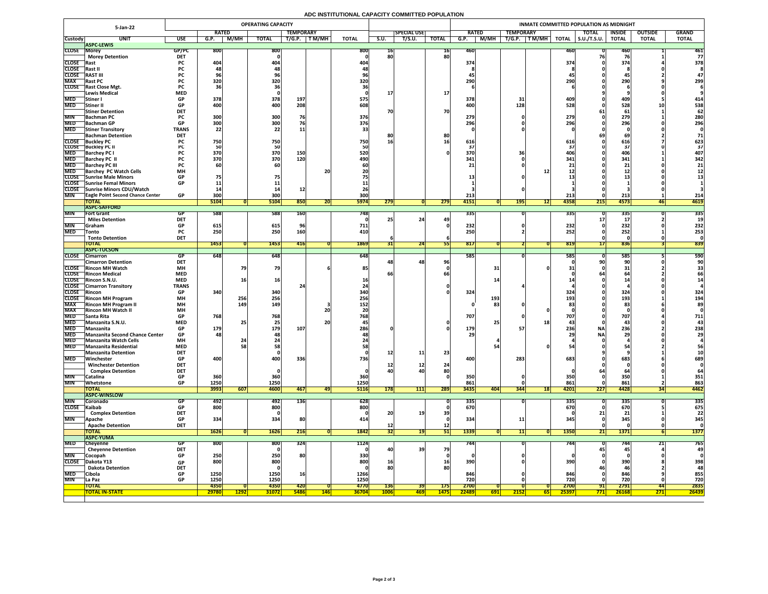# ADC INSTITUTIONAL CAPACITY COMMITTED POPULATION

| 5-Jan-22 | | | OPERATING CAPACITY | | | | | | | | | | INMATE COMMITTED POPULATION AS MIDNIGHT | | | | | | | | | |
|---|---|---|---|---|---|---|---|---|---|---|---|---|---|---|---|---|---|---|---|---|---|---|
| | | | RATED | | | TEMPORARY | | | | SPECIAL USE | | | RATED | | TEMPORARY | | | TOTAL | INSIDE | OUTSIDE | GRAND |
| Custody | UNIT | USE | G.P. | M/MH | TOTAL | T/G.P. | T M/MH | TOTAL | S.U. | T/S.U. | TOTAL | G.P. | M/MH | T/G.P. | T M/MH | TOTAL | S.U./T.S.U. | TOTAL | TOTAL | TOTAL |
| | **ASPC-LEWIS** | | | | | | | | | | | | | | | | | | | |
| CLOSE | Morey | GP/PC | 800 | | 800 | | | 800 | 16 | | 16 | 460 | | | | 460 | 0 | 460 | 1 | 461 |
| | Morey Detention | DET | | | 0 | | | 0 | 80 | | 80 | | | | | | 76 | 76 | 1 | 77 |
| CLOSE | Rast | PC | 404 | | 404 | | | 404 | | | | 374 | | | | 374 | 0 | 374 | 4 | 378 |
| CLOSE | Rast II | PC | 48 | | 48 | | | 48 | | | | 8 | | | | 8 | 0 | 8 | 0 | 8 |
| CLOSE | RAST III | PC | 96 | | 96 | | | 96 | | | | 45 | | | | 45 | 0 | 45 | 2 | 47 |
| MAX | Rast PC | PC | 320 | | 320 | | | 320 | | | | 290 | | | | 290 | 0 | 290 | 9 | 299 |
| CLOSE | Rast Close Mgt. | PC | 36 | | 36 | | | 36 | | | | 6 | | | | 6 | 0 | 6 | 0 | 6 |
| | Lewis Medical | MED | | | 0 | | | 0 | 17 | | 17 | | | | | | 9 | 9 | 0 | 9 |
| MED | Stiner I | GP | 378 | | 378 | 197 | | 575 | | | | 378 | | 31 | | 409 | 0 | 409 | 5 | 414 |
| MED | Stiner II | GP | 400 | | 400 | 208 | | 608 | | | | 400 | | 128 | | 528 | 0 | 528 | 10 | 538 |
| | Stiner Detention | DET | | | | | | | 70 | | 70 | | | | | | 61 | 61 | 1 | 62 |
| MIN | Bachman PC | PC | 300 | | 300 | 76 | | 376 | | | | 279 | | 0 | | 279 | 0 | 279 | 1 | 280 |
| MED | Bachman GP | GP | 300 | | 300 | 76 | | 376 | | | | 296 | | 0 | | 296 | 0 | 296 | 0 | 296 |
| MED | Stiner Transitory | TRANS | 22 | | 22 | 11 | | 33 | | | | 0 | | 0 | | 0 | 0 | 0 | 0 | 0 |
| | Bachman Detention | DET | | | | | | 0 | 80 | | 80 | | | | | | 69 | 69 | 2 | 71 |
| CLOSE | Buckley PC | PC | 750 | | 750 | | | 750 | 16 | | 16 | 616 | | | | 616 | 0 | 616 | 7 | 623 |
| CLOSE | Buckley PC II | PC | 50 | | 50 | | | 50 | | | | 37 | | | | 37 | 0 | 37 | 0 | 37 |
| MED | Barchey PC I | PC | 370 | | 370 | 150 | | 520 | | | 0 | 370 | | 36 | | 406 | 0 | 406 | 1 | 407 |
| MED | Barchey PC II | PC | 370 | | 370 | 120 | | 490 | | | | 341 | | 0 | | 341 | 0 | 341 | 1 | 342 |
| MED | Barchey PC III | PC | 60 | | 60 | | | 60 | | | | 21 | | 0 | | 21 | 0 | 21 | 0 | 21 |
| MED | Barchey PC Watch Cells | MH | | | | | 20 | 20 | | | | | | | 12 | 12 | 0 | 12 | 0 | 12 |
| CLOSE | Sunrise Male Minors | GP | 75 | | 75 | | | 75 | | | | 13 | | 0 | | 13 | 0 | 13 | 0 | 13 |
| CLOSE | Sunrise Femal Minors | GP | 11 | | 11 | | | 11 | | | | 1 | | | | 1 | 0 | 1 | 0 | 1 |
| CLOSE | Sunrise Minors CDU/Watch | | 14 | | 14 | 12 | | 26 | | | | 3 | | 0 | | 3 | 0 | 3 | 0 | 3 |
| MIN | Eagle Point Second Chance Center | GP | 300 | | 300 | | | 300 | | | | 213 | | | | 213 | 0 | 213 | 1 | 214 |
| | **TOTAL** | | **5104** | **0** | **5104** | **850** | **20** | **5974** | **279** | **0** | **279** | **4151** | **0** | **195** | **12** | **4358** | **215** | **4573** | **46** | **4619** |
| | **ASPC-SAFFORD** | | | | | | | | | | | | | | | | | | | |
| MIN | Fort Grant | GP | 588 | | 588 | 160 | | 748 | | | | 335 | | 0 | | 335 | 0 | 335 | 0 | 335 |
| | Miles Detention | DET | | | | | | 0 | 25 | 24 | 49 | | | | | | 17 | 17 | 2 | 19 |
| MIN | Graham | GP | 615 | | 615 | 96 | | 711 | | | 0 | 232 | | 0 | | 232 | 0 | 232 | 0 | 232 |
| MED | Tonto | PC | 250 | | 250 | 160 | | 410 | | | | 250 | | 2 | | 252 | 0 | 252 | 1 | 253 |
| | Tonto Detention | DET | | | | | | | 6 | | 6 | | | | | | 0 | 0 | 0 | 0 |
| | **TOTAL** | | **1453** | **0** | **1453** | **416** | **0** | **1869** | **31** | **24** | **55** | **817** | **0** | **2** | **0** | **819** | **17** | **836** | **3** | **839** |
| | **ASPC-TUCSON** | | | | | | | | | | | | | | | | | | | |
| CLOSE | Cimarron | GP | 648 | | 648 | | | 648 | | | | 585 | | 0 | | 585 | 0 | 585 | 5 | 590 |
| | Cimarron Detention | DET | | | | | | | 48 | 48 | 96 | | | | | 0 | 90 | 90 | 0 | 90 |
| CLOSE | Rincon MH Watch | MH | | 79 | 79 | | 6 | 85 | | | 0 | | 31 | | 0 | 31 | 0 | 31 | 2 | 33 |
| CLOSE | Rincon Medical | MED | | | | | | | 66 | | 66 | | | | | 0 | 64 | 64 | 2 | 66 |
| CLOSE | Rincon S.N.U. | MED | | 16 | 16 | | | 16 | | | | | 14 | | | 14 | 0 | 14 | 0 | 14 |
| CLOSE | Cimarron Transitory | TRANS | | | | 24 | | 24 | | | 0 | | | 4 | | 4 | 0 | 4 | 0 | 4 |
| CLOSE | Rincon | GP | 340 | | 340 | | | 340 | | | 0 | 324 | | | | 324 | 0 | 324 | 0 | 324 |
| CLOSE | Rincon MH Program | MH | | 256 | 256 | | | 256 | | | | | 193 | | | 193 | 0 | 193 | 1 | 194 |
| MAX | Rincon MH Program II | MH | | 149 | 149 | | 3 | 152 | | | | 0 | 83 | 0 | | 83 | 0 | 83 | 6 | 89 |
| MAX | Rincon MH Watch II | MH | | | | | 20 | 20 | | | | | | | 0 | 0 | 0 | 0 | 0 | 0 |
| MED | Santa Rita | GP | 768 | | 768 | | | 768 | | | | 707 | | 0 | | 707 | 0 | 707 | 4 | 711 |
| MED | Manzanita S.N.U. | MED | | 25 | 25 | | 20 | 45 | | | 0 | | 25 | | 18 | 43 | 0 | 43 | 0 | 43 |
| MED | Manzanita | GP | 179 | | 179 | 107 | | 286 | 0 | | 0 | 179 | | 57 | | 236 | NA | 236 | 2 | 238 |
| MED | Manzanita Second Chance Center | GP | 48 | | 48 | | | 48 | | | | 29 | | | | 29 | NA | 29 | 0 | 29 |
| MED | Manzanita Watch Cells | MH | | 24 | 24 | | | 24 | | | | | 4 | | | 4 | 0 | 4 | 0 | 4 |
| MED | Manzanita Residential | MED | | 58 | 58 | | | 58 | | | | | 54 | | 0 | 54 | 0 | 54 | 2 | 56 |
| | Manzanita Detention | DET | | | 0 | | | 0 | 12 | 11 | 23 | | | | | | 9 | 9 | 1 | 10 |
| MED | Winchester | GP | 400 | | 400 | 336 | | 736 | | | | 400 | | 283 | | 683 | 0 | 683 | 6 | 689 |
| | Winchester Detention | DET | | | | | | | 12 | 12 | 24 | | | | | | 0 | 0 | 0 | 0 |
| | Complex Detention | DET | | | 0 | | | 0 | 40 | 40 | 80 | | | | | 0 | 64 | 64 | 0 | 64 |
| MIN | Catalina | GP | 360 | | 360 | | | 360 | | | 0 | 350 | | 0 | | 350 | 0 | 350 | 1 | 351 |
| MIN | Whetstone | GP | 1250 | | 1250 | | | 1250 | | | | 861 | | 0 | | 861 | 0 | 861 | 2 | 863 |
| | **TOTAL** | | **3993** | **607** | **4600** | **467** | **49** | **5116** | **178** | **111** | **289** | **3435** | **404** | **344** | **18** | **4201** | **227** | **4428** | **34** | **4462** |
| | **ASPC-WINSLOW** | | | | | | | | | | | | | | | | | | | |
| MIN | Coronado | GP | 492 | | 492 | 136 | | 628 | | | 0 | 335 | | 0 | | 335 | 0 | 335 | 0 | 335 |
| CLOSE | Kaibab | GP | 800 | | 800 | | | 800 | | | 0 | 670 | | | | 670 | 0 | 670 | 5 | 675 |
| | Complex Detention | DET | | | 0 | | | 0 | 20 | 19 | 39 | | | | | 0 | 21 | 21 | 1 | 22 |
| MIN | Apache | GP | 334 | | 334 | 80 | | 414 | | | 0 | 334 | | 11 | | 345 | 0 | 345 | 0 | 345 |
| | Apache Detention | DET | | | | | | | 12 | | 12 | | | | | | 0 | 0 | 0 | 0 |
| | **TOTAL** | | **1626** | **0** | **1626** | **216** | **0** | **1842** | **32** | **19** | **51** | **1339** | **0** | **11** | **0** | **1350** | **21** | **1371** | **6** | **1377** |
| | **ASPC-YUMA** | | | | | | | | | | | | | | | | | | | |
| MED | Cheyenne | GP | 800 | | 800 | 324 | | 1124 | | | | 744 | | 0 | | 744 | 0 | 744 | 21 | 765 |
| | Cheyenne Detention | DET | | | 0 | | | 0 | 40 | 39 | 79 | | | | | | 45 | 45 | 4 | 49 |
| MIN | Cocopah | GP | 250 | | 250 | 80 | | 330 | | | 0 | 0 | | 0 | | 0 | 0 | 0 | 0 | 0 |
| CLOSE | Dakota Y13 | GP | 800 | | 800 | | | 800 | 16 | | 16 | 390 | | 0 | | 390 | 0 | 390 | 8 | 398 |
| | Dakota Detention | DET | | | 0 | | | 0 | 80 | | 80 | | | | | | 46 | 46 | 2 | 48 |
| MED | Cibola | GP | 1250 | | 1250 | 16 | | 1266 | | | | 846 | | 0 | | 846 | 0 | 846 | 9 | 855 |
| MIN | La Paz | GP | 1250 | | 1250 | | | 1250 | | | | 720 | | 0 | | 720 | 0 | 720 | 0 | 720 |
| | **TOTAL** | | **4350** | **0** | **4350** | **420** | **0** | **4770** | **136** | **39** | **175** | **2700** | **0** | **0** | **0** | **2700** | **91** | **2791** | **44** | **2835** |
| | **TOTAL IN-STATE** | | **29780** | **1292** | **31072** | **5486** | **146** | **36704** | **1006** | **469** | **1475** | **22489** | **691** | **2152** | **65** | **25397** | **771** | **26168** | **271** | **26439** |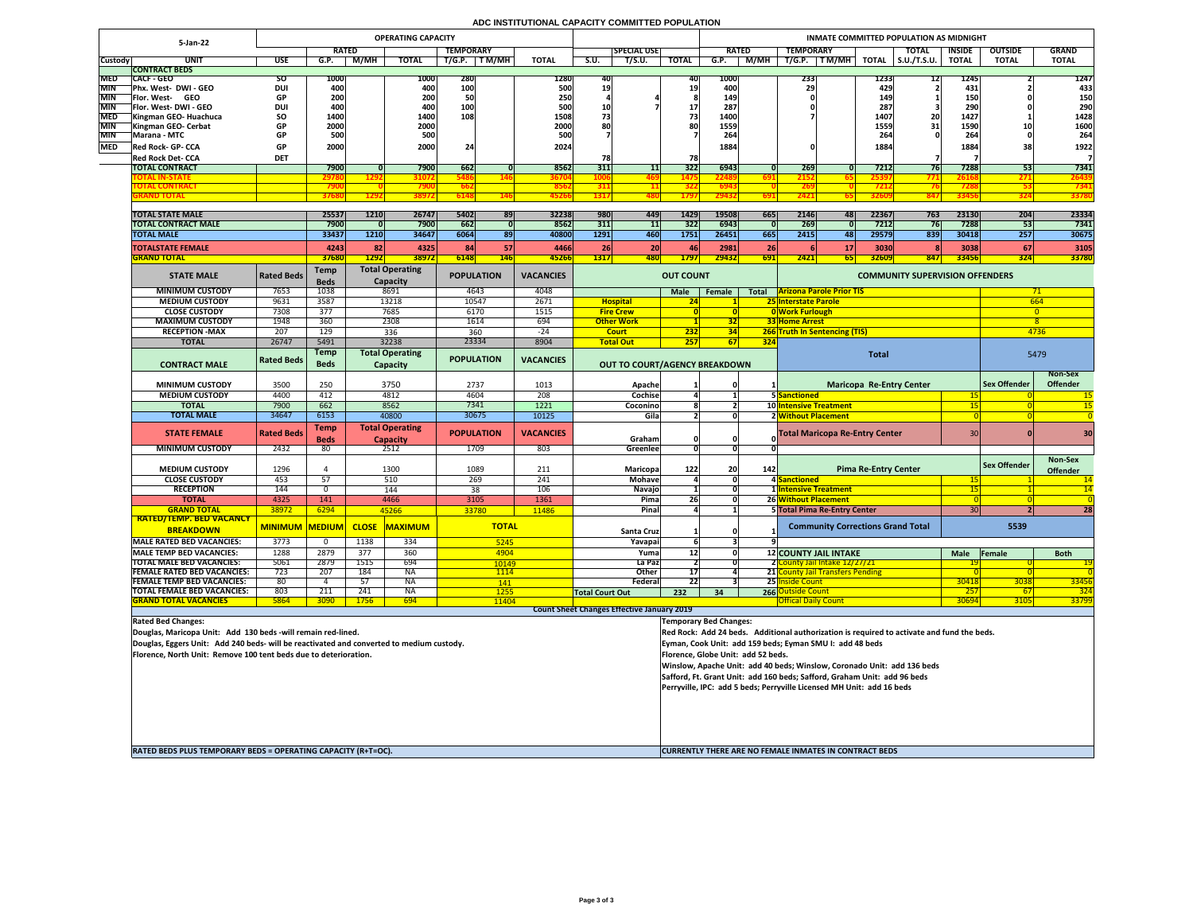# ADC INSTITUTIONAL CAPACITY COMMITTED POPULATION

| 5-Jan-22 | | | OPERATING CAPACITY | | | | | | | | | | INMATE COMMITTED POPULATION AS MIDNIGHT | | | | | | | | |
|---|---|---|---|---|---|---|---|---|---|---|---|---|---|---|---|---|---|---|---|---|---|
| | | | RATED | | | TEMPORARY | | | | SPECIAL USE | | RATED | | TEMPORARY | | | TOTAL | INSIDE | OUTSIDE | GRAND |
| Custody | UNIT | USE | G.P. | M/MH | TOTAL | T/G.P. | T M/MH | TOTAL | S.U. | T/S.U. | TOTAL | G.P. | M/MH | T/G.P. | T M/MH | TOTAL | S.U./T.S.U. | TOTAL | TOTAL | TOTAL |
| | **CONTRACT BEDS** | | | | | | | | | | | | | | | | | | | |
| MED | CACF - GEO | SO | 1000 | | 1000 | 280 | | 1280 | 40 | | 40 | 1000 | | 233 | | 1233 | 12 | 1245 | 2 | 1247 |
| MIN | Phx. West- DWI - GEO | DUI | 400 | | 400 | 100 | | 500 | 19 | | 19 | 400 | | 29 | | 429 | 2 | 431 | 2 | 433 |
| MIN | Flor. West- GEO | GP | 200 | | 200 | 50 | | 250 | 4 | 4 | 8 | 149 | | 0 | | 149 | 1 | 150 | 0 | 150 |
| MIN | Flor. West- DWI - GEO | DUI | 400 | | 400 | 100 | | 500 | 10 | 7 | 17 | 287 | | 0 | | 287 | 3 | 290 | 0 | 290 |
| MED | Kingman GEO- Huachuca | SO | 1400 | | 1400 | 108 | | 1508 | 73 | | 73 | 1400 | | 7 | | 1407 | 20 | 1427 | 1 | 1428 |
| MIN | Kingman GEO- Cerbat | GP | 2000 | | 2000 | | | 2000 | 80 | | 80 | 1559 | | | | 1559 | 31 | 1590 | 10 | 1600 |
| MIN | Marana - MTC | GP | 500 | | 500 | | | 500 | 7 | | 7 | 264 | | | | 264 | 0 | 264 | 0 | 264 |
| MED | Red Rock- GP- CCA | GP | 2000 | | 2000 | 24 | | 2024 | | | | 1884 | | 0 | | 1884 | | 1884 | 38 | 1922 |
| | Red Rock Det- CCA | DET | | | | | | | 78 | | 78 | | | | | | 7 | 7 | | 7 |
| | **TOTAL CONTRACT** | | 7900 | 0 | 7900 | 662 | 0 | 8562 | 311 | 11 | 322 | 6943 | 0 | 269 | 0 | 7212 | 76 | 7288 | 53 | 7341 |
| | **TOTAL IN-STATE** | | 29780 | 1292 | 31072 | 5486 | 146 | 36704 | 1006 | 469 | 1475 | 22489 | 691 | 2152 | 65 | 25397 | 771 | 26168 | 271 | 26439 |
| | **TOTAL CONTRACT** | | 7900 | 0 | 7900 | 662 | | 8562 | 311 | 11 | 322 | 6943 | 0 | 269 | 0 | 7212 | 76 | 7288 | 53 | 7341 |
| | **GRAND TOTAL** | | 37680 | 1292 | 38972 | 6148 | 146 | 45266 | 1317 | 480 | 1797 | 29432 | 691 | 2421 | 65 | 32609 | 847 | 33456 | 324 | 33780 |
| | **TOTAL STATE MALE** | | 25537 | 1210 | 26747 | 5402 | 89 | 32238 | 980 | 449 | 1429 | 19508 | 665 | 2146 | 48 | 22367 | 763 | 23130 | 204 | 23334 |
| | **TOTAL CONTRACT MALE** | | 7900 | 0 | 7900 | 662 | 0 | 8562 | 311 | 11 | 322 | 6943 | 0 | 269 | 0 | 7212 | 76 | 7288 | 53 | 7341 |
| | **TOTAL MALE** | | 33437 | 1210 | 34647 | 6064 | 89 | 40800 | 1291 | 460 | 1751 | 26451 | 665 | 2415 | 48 | 29579 | 839 | 30418 | 257 | 30675 |
| | **TOTALSTATE FEMALE** | | 4243 | 82 | 4325 | 84 | 57 | 4466 | 26 | 20 | 46 | 2981 | 26 | 6 | 17 | 3030 | 8 | 3038 | 67 | 3105 |
| | **GRAND TOTAL** | | 37680 | 1292 | 38972 | 6148 | 146 | 45266 | 1317 | 480 | 1797 | 29432 | 691 | 2421 | 65 | 32609 | 847 | 33456 | 324 | 33780 |

| STATE MALE | Rated Beds | Temp Beds | Total Operating Capacity | POPULATION | VACANCIES |
|---|---|---|---|---|---|
| MINIMUM CUSTODY | 7653 | 1038 | 8691 | 4643 | 4048 |
| MEDIUM CUSTODY | 9631 | 3587 | 13218 | 10547 | 2671 |
| CLOSE CUSTODY | 7308 | 377 | 7685 | 6170 | 1515 |
| MAXIMUM CUSTODY | 1948 | 360 | 2308 | 1614 | 694 |
| RECEPTION -MAX | 207 | 129 | 336 | 360 | -24 |
| TOTAL | 26747 | 5491 | 32238 | 23334 | 8904 |

| CONTRACT MALE | Rated Beds | Temp Beds | Total Operating Capacity | POPULATION | VACANCIES |
|---|---|---|---|---|---|
| MINIMUM CUSTODY | 3500 | 250 | 3750 | 2737 | 1013 |
| MEDIUM CUSTODY | 4400 | 412 | 4812 | 4604 | 208 |
| TOTAL | 7900 | 662 | 8562 | 7341 | 1221 |
| TOTAL MALE | 34647 | 6153 | 40800 | 30675 | 10125 |

| STATE FEMALE | Rated Beds | Temp Beds | Total Operating Capacity | POPULATION | VACANCIES |
|---|---|---|---|---|---|
| MINIMUM CUSTODY | 2432 | 80 | 2512 | 1709 | 803 |
| MEDIUM CUSTODY | 1296 | 4 | 1300 | 1089 | 211 |
| CLOSE CUSTODY | 453 | 57 | 510 | 269 | 241 |
| RECEPTION | 144 | 0 | 144 | 38 | 106 |
| TOTAL | 4325 | 141 | 4466 | 3105 | 1361 |
| GRAND TOTAL | 38972 | 6294 | 45266 | 33780 | 11486 |

| RATED/TEMP. BED VACANCY BREAKDOWN | MINIMUM | MEDIUM | CLOSE | MAXIMUM | TOTAL |
|---|---|---|---|---|---|
| MALE RATED BED VACANCIES: | 3773 | 0 | 1138 | 334 | 5245 |
| MALE TEMP BED VACANCIES: | 1288 | 2879 | 377 | 360 | 4904 |
| TOTAL MALE BED VACANCIES: | 5061 | 2879 | 1515 | 694 | 10149 |
| FEMALE RATED BED VACANCIES: | 723 | 207 | 184 | NA | 1114 |
| FEMALE TEMP BED VACANCIES: | 80 | 4 | 57 | NA | 141 |
| TOTAL FEMALE BED VACANCIES: | 803 | 211 | 241 | NA | 1255 |
| GRAND TOTAL VACANCIES | 5864 | 3090 | 1756 | 694 | 11404 |

| OUT COUNT | Male | Female | Total |
|---|---|---|---|
| Hospital | 24 | 1 | 25 |
| Fire Crew | 0 | 0 | 0 |
| Other Work | 1 | 32 | 33 |
| Court | 232 | 34 | 266 |
| Total Out | 257 | 67 | 324 |

| OUT TO COURT/AGENCY BREAKDOWN | | | |
|---|---|---|---|
| Apache | 1 | 0 | 1 |
| Cochise | 4 | 1 | 5 |
| Coconino | 8 | 2 | 10 |
| Gila | 2 | 0 | 2 |
| Graham | 0 | 0 | 0 |
| Greenlee | 0 | 0 | 0 |
| Maricopa | 122 | 20 | 142 |
| Mohave | 4 | 0 | 4 |
| Navajo | 1 | 0 | 1 |
| Pima | 26 | 0 | 26 |
| Pinal | 4 | 1 | 5 |
| Santa Cruz | 1 | 0 | 1 |
| Yavapai | 6 | 3 | 9 |
| Yuma | 12 | 0 | 12 |
| La Paz | 2 | 0 | 2 |
| Other | 17 | 4 | 21 |
| Federal | 22 | 3 | 25 |
| Total Court Out | 232 | 34 | 266 |

Count Sheet Changes Effective January 2019

| COMMUNITY SUPERVISION OFFENDERS | |
|---|---|
| Arizona Parole Prior TIS | 71 |
| Interstate Parole | 664 |
| Work Furlough | 0 |
| Home Arrest | 8 |
| Truth In Sentencing (TIS) | 4736 |
| Total | 5479 |

| Maricopa Re-Entry Center | | Sex Offender | Non-Sex Offender |
|---|---|---|---|
| Sanctioned | 15 | 0 | 15 |
| Intensive Treatment | 15 | 0 | 15 |
| Without Placement | 0 | 0 | 0 |
| Total Maricopa Re-Entry Center | 30 | 0 | 30 |

| Pima Re-Entry Center | | Sex Offender | Non-Sex Offender |
|---|---|---|---|
| Sanctioned | 15 | 1 | 14 |
| Intensive Treatment | 15 | 1 | 14 |
| Without Placement | 0 | 0 | 0 |
| Total Pima Re-Entry Center | 30 | 2 | 28 |

| Community Corrections Grand Total | 5539 |
|---|---|

| COUNTY JAIL INTAKE | Male | Female | Both |
|---|---|---|---|
| County Jail Intake 12/27/21 | 19 | 0 | 19 |
| County Jail Transfers Pending | 0 | 0 | 0 |
| Inside Count | 30418 | 3038 | 33456 |
| Outside Count | 257 | 67 | 324 |
| Offical Daily Count | 30694 | 3105 | 33799 |

**Rated Bed Changes:**

Douglas, Maricopa Unit: Add 130 beds -will remain red-lined.

Douglas, Eggers Unit: Add 240 beds- will be reactivated and converted to medium custody.

Florence, North Unit: Remove 100 tent beds due to deterioration.

**Temporary Bed Changes:**

Red Rock: Add 24 beds. Additional authorization is required to activate and fund the beds.

Eyman, Cook Unit: add 159 beds; Eyman SMU I: add 48 beds

Florence, Globe Unit: add 52 beds.

Winslow, Apache Unit: add 40 beds; Winslow, Coronado Unit: add 136 beds

Safford, Ft. Grant Unit: add 160 beds; Safford, Graham Unit: add 96 beds

Perryville, IPC: add 5 beds; Perryville Licensed MH Unit: add 16 beds

RATED BEDS PLUS TEMPORARY BEDS = OPERATING CAPACITY (R+T=OC).

CURRENTLY THERE ARE NO FEMALE INMATES IN CONTRACT BEDS